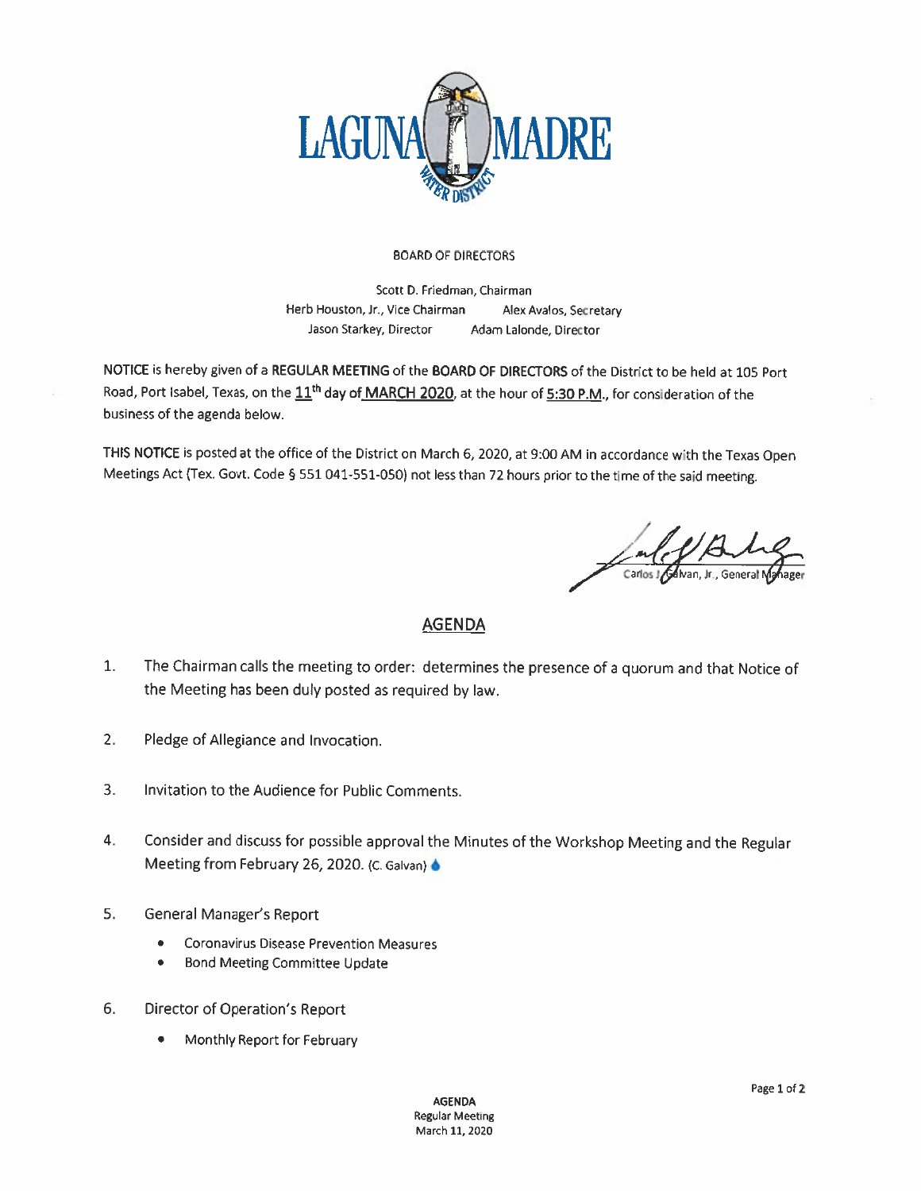# LAGUNA MADRE WATER DISTRICT

BOARD OF DIRECTORS

Scott D. Friedman, Chairman
Herb Houston, Jr., Vice Chairman Alex Avalos, Secretary
Jason Starkey, Director Adam Lalonde, Director

**NOTICE** is hereby given of a **REGULAR MEETING** of the **BOARD OF DIRECTORS** of the District to be held at 105 Port Road, Port Isabel, Texas, on the **11th** day of **MARCH 2020**, at the hour of **5:30 P.M.**, for consideration of the business of the agenda below.

**THIS NOTICE** is posted at the office of the District on March 6, 2020, at 9:00 AM in accordance with the Texas Open Meetings Act (Tex. Govt. Code § 551 041-551-050) not less than 72 hours prior to the time of the said meeting.

Carlos J. Galvan, Jr., General Manager

## AGENDA

1. The Chairman calls the meeting to order: determines the presence of a quorum and that Notice of the Meeting has been duly posted as required by law.

2. Pledge of Allegiance and Invocation.

3. Invitation to the Audience for Public Comments.

4. Consider and discuss for possible approval the Minutes of the Workshop Meeting and the Regular Meeting from February 26, 2020. (C. Galvan)

5. General Manager's Report
   - Coronavirus Disease Prevention Measures
   - Bond Meeting Committee Update

6. Director of Operation's Report
   - Monthly Report for February

**AGENDA**
Regular Meeting
March 11, 2020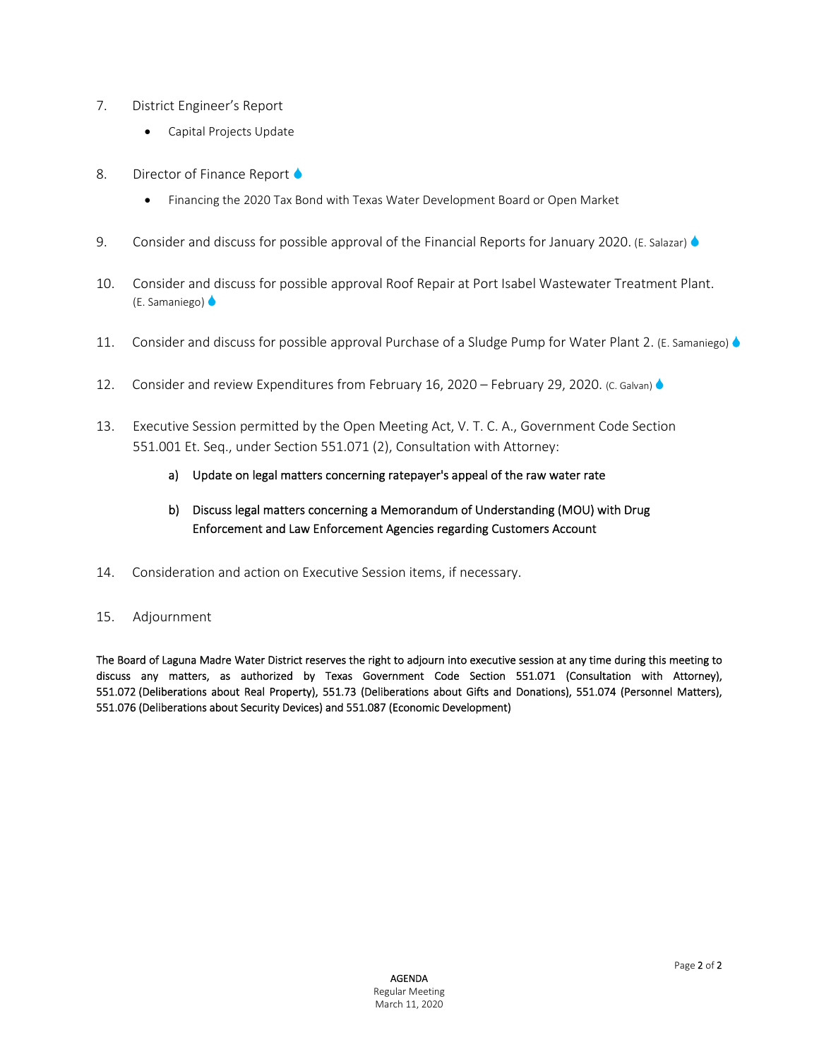7. District Engineer's Report
    - Capital Projects Update

8. Director of Finance Report
    - Financing the 2020 Tax Bond with Texas Water Development Board or Open Market

9. Consider and discuss for possible approval of the Financial Reports for January 2020. (E. Salazar)

10. Consider and discuss for possible approval Roof Repair at Port Isabel Wastewater Treatment Plant. (E. Samaniego)

11. Consider and discuss for possible approval Purchase of a Sludge Pump for Water Plant 2. (E. Samaniego)

12. Consider and review Expenditures from February 16, 2020 – February 29, 2020. (C. Galvan)

13. Executive Session permitted by the Open Meeting Act, V. T. C. A., Government Code Section 551.001 Et. Seq., under Section 551.071 (2), Consultation with Attorney:
    a) Update on legal matters concerning ratepayer's appeal of the raw water rate
    b) Discuss legal matters concerning a Memorandum of Understanding (MOU) with Drug Enforcement and Law Enforcement Agencies regarding Customers Account

14. Consideration and action on Executive Session items, if necessary.

15. Adjournment

The Board of Laguna Madre Water District reserves the right to adjourn into executive session at any time during this meeting to discuss any matters, as authorized by Texas Government Code Section 551.071 (Consultation with Attorney), 551.072 (Deliberations about Real Property), 551.73 (Deliberations about Gifts and Donations), 551.074 (Personnel Matters), 551.076 (Deliberations about Security Devices) and 551.087 (Economic Development)